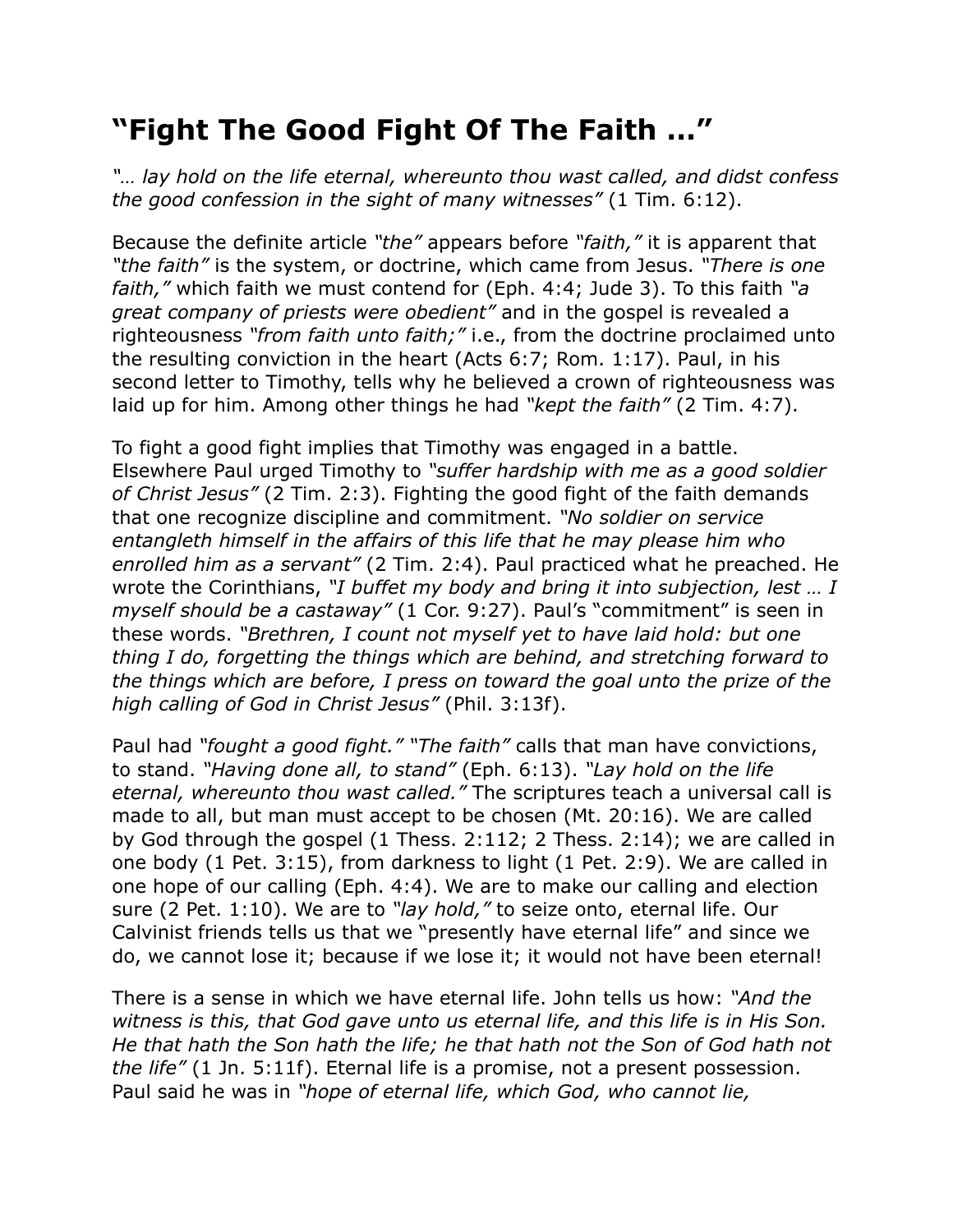## "Fight The Good Fight Of The Faith …"

*"… lay hold on the life eternal, whereunto thou wast called, and didst confess the good confession in the sight of many witnesses"* (1 Tim. 6:12).

Because the definite article *"the"* appears before *"faith,"* it is apparent that *"the faith"* is the system, or doctrine, which came from Jesus. *"There is one faith,"* which faith we must contend for (Eph. 4:4; Jude 3). To this faith *"a great company of priests were obedient"* and in the gospel is revealed a righteousness *"from faith unto faith;"* i.e., from the doctrine proclaimed unto the resulting conviction in the heart (Acts 6:7; Rom. 1:17). Paul, in his second letter to Timothy, tells why he believed a crown of righteousness was laid up for him. Among other things he had *"kept the faith"* (2 Tim. 4:7).

To fight a good fight implies that Timothy was engaged in a battle. Elsewhere Paul urged Timothy to *"suffer hardship with me as a good soldier of Christ Jesus"* (2 Tim. 2:3). Fighting the good fight of the faith demands that one recognize discipline and commitment. *"No soldier on service entangleth himself in the affairs of this life that he may please him who enrolled him as a servant"* (2 Tim. 2:4). Paul practiced what he preached. He wrote the Corinthians, *"I buffet my body and bring it into subjection, lest … I myself should be a castaway"* (1 Cor. 9:27). Paul's "commitment" is seen in these words. *"Brethren, I count not myself yet to have laid hold: but one thing I do, forgetting the things which are behind, and stretching forward to the things which are before, I press on toward the goal unto the prize of the high calling of God in Christ Jesus"* (Phil. 3:13f).

Paul had *"fought a good fight." "The faith"* calls that man have convictions, to stand. *"Having done all, to stand"* (Eph. 6:13). *"Lay hold on the life eternal, whereunto thou wast called."* The scriptures teach a universal call is made to all, but man must accept to be chosen (Mt. 20:16). We are called by God through the gospel (1 Thess. 2:112; 2 Thess. 2:14); we are called in one body (1 Pet. 3:15), from darkness to light (1 Pet. 2:9). We are called in one hope of our calling (Eph. 4:4). We are to make our calling and election sure (2 Pet. 1:10). We are to *"lay hold,"* to seize onto, eternal life. Our Calvinist friends tells us that we "presently have eternal life" and since we do, we cannot lose it; because if we lose it; it would not have been eternal!

There is a sense in which we have eternal life. John tells us how: *"And the witness is this, that God gave unto us eternal life, and this life is in His Son. He that hath the Son hath the life; he that hath not the Son of God hath not the life"* (1 Jn. 5:11f). Eternal life is a promise, not a present possession. Paul said he was in *"hope of eternal life, which God, who cannot lie,*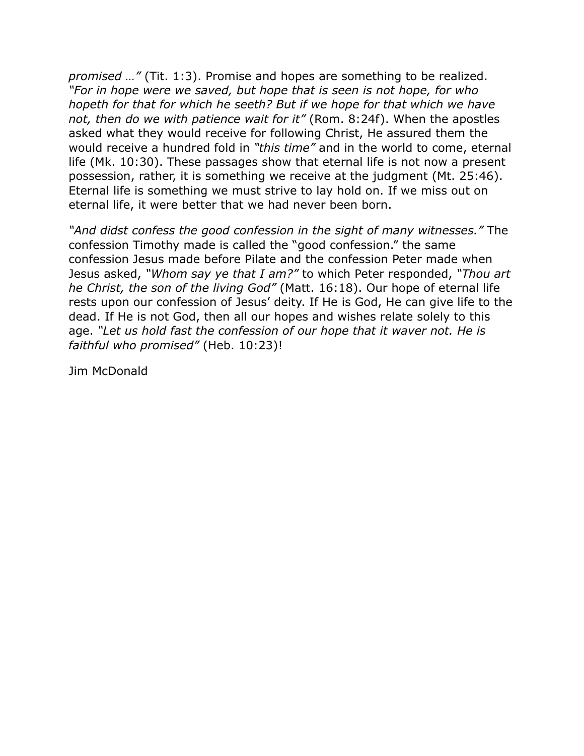*promised …"* (Tit. 1:3). Promise and hopes are something to be realized. *"For in hope were we saved, but hope that is seen is not hope, for who hopeth for that for which he seeth? But if we hope for that which we have not, then do we with patience wait for it"* (Rom. 8:24f). When the apostles asked what they would receive for following Christ, He assured them the would receive a hundred fold in *"this time"* and in the world to come, eternal life (Mk. 10:30). These passages show that eternal life is not now a present possession, rather, it is something we receive at the judgment (Mt. 25:46). Eternal life is something we must strive to lay hold on. If we miss out on eternal life, it were better that we had never been born.

*"And didst confess the good confession in the sight of many witnesses."* The confession Timothy made is called the "good confession." the same confession Jesus made before Pilate and the confession Peter made when Jesus asked, *"Whom say ye that I am?"* to which Peter responded, *"Thou art he Christ, the son of the living God"* (Matt. 16:18). Our hope of eternal life rests upon our confession of Jesus' deity. If He is God, He can give life to the dead. If He is not God, then all our hopes and wishes relate solely to this age. *"Let us hold fast the confession of our hope that it waver not. He is faithful who promised"* (Heb. 10:23)!

Jim McDonald